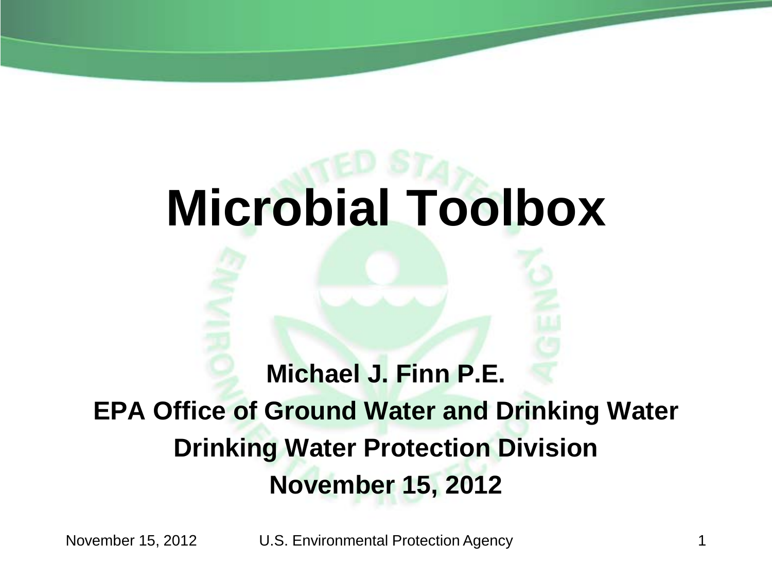# Microbial Toolbox

**Michael J. Finn P.E.**

**EPA Office of Ground Water and Drinking Water**

**Drinking Water Protection Division**

**November 15, 2012**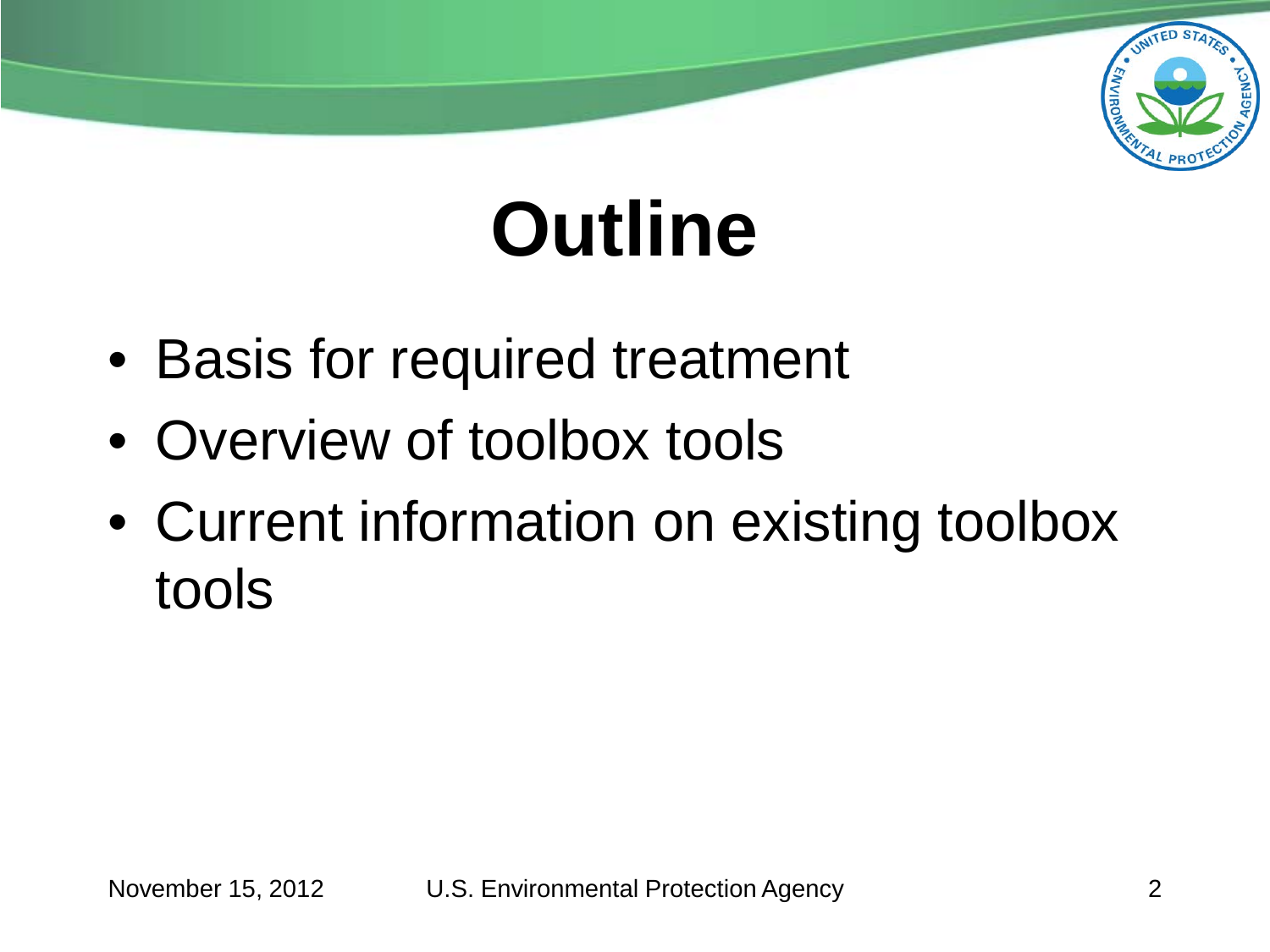# Outline

- Basis for required treatment
- Overview of toolbox tools
- Current information on existing toolbox tools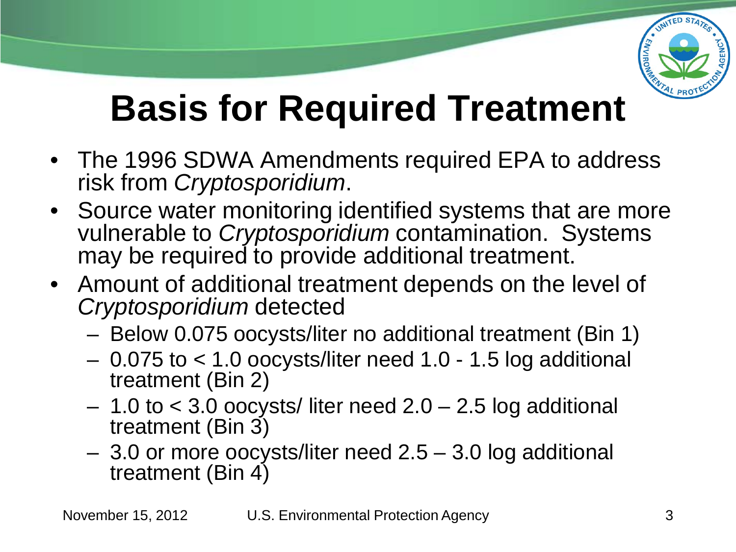# Basis for Required Treatment

- The 1996 SDWA Amendments required EPA to address risk from *Cryptosporidium*.
- Source water monitoring identified systems that are more vulnerable to *Cryptosporidium* contamination. Systems may be required to provide additional treatment.
- Amount of additional treatment depends on the level of *Cryptosporidium* detected
  - Below 0.075 oocysts/liter no additional treatment (Bin 1)
  - 0.075 to < 1.0 oocysts/liter need 1.0 - 1.5 log additional treatment (Bin 2)
  - 1.0 to < 3.0 oocysts/ liter need 2.0 – 2.5 log additional treatment (Bin 3)
  - 3.0 or more oocysts/liter need 2.5 – 3.0 log additional treatment (Bin 4)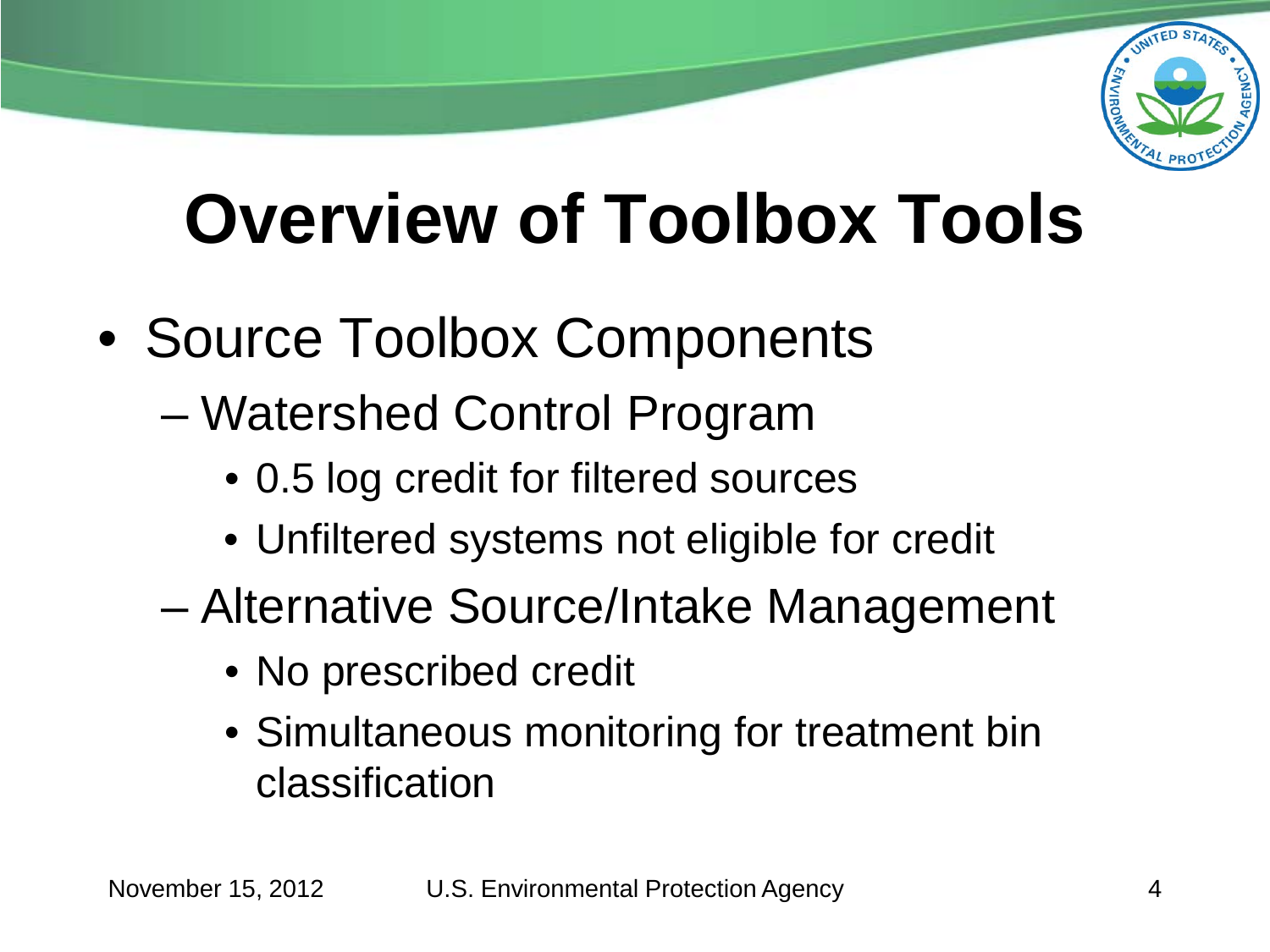# Overview of Toolbox Tools

- Source Toolbox Components
  - Watershed Control Program
    - 0.5 log credit for filtered sources
    - Unfiltered systems not eligible for credit
  - Alternative Source/Intake Management
    - No prescribed credit
    - Simultaneous monitoring for treatment bin classification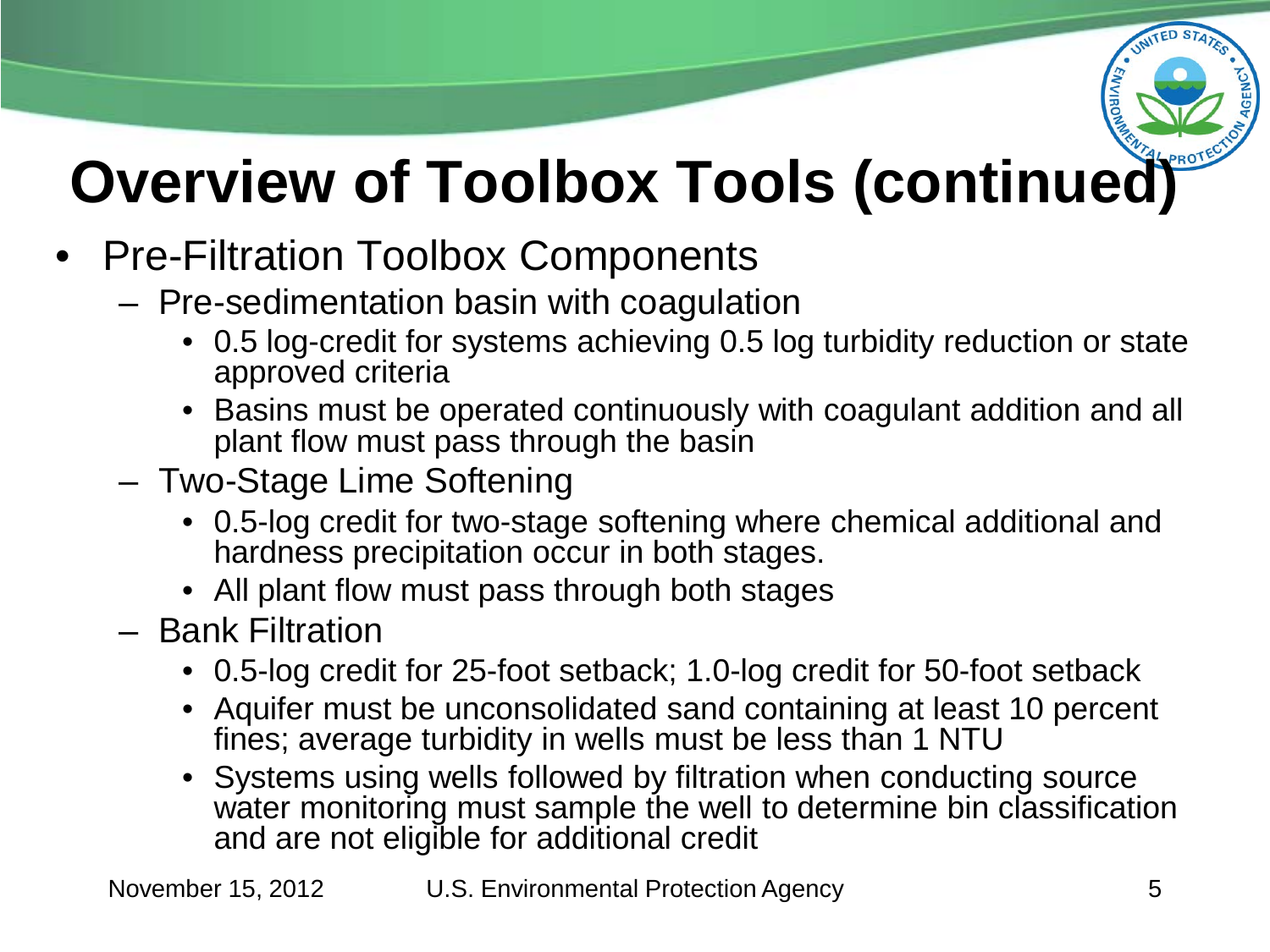# Overview of Toolbox Tools (continued)

- Pre-Filtration Toolbox Components
  - Pre-sedimentation basin with coagulation
    - 0.5 log-credit for systems achieving 0.5 log turbidity reduction or state approved criteria
    - Basins must be operated continuously with coagulant addition and all plant flow must pass through the basin
  - Two-Stage Lime Softening
    - 0.5-log credit for two-stage softening where chemical additional and hardness precipitation occur in both stages.
    - All plant flow must pass through both stages
  - Bank Filtration
    - 0.5-log credit for 25-foot setback; 1.0-log credit for 50-foot setback
    - Aquifer must be unconsolidated sand containing at least 10 percent fines; average turbidity in wells must be less than 1 NTU
    - Systems using wells followed by filtration when conducting source water monitoring must sample the well to determine bin classification and are not eligible for additional credit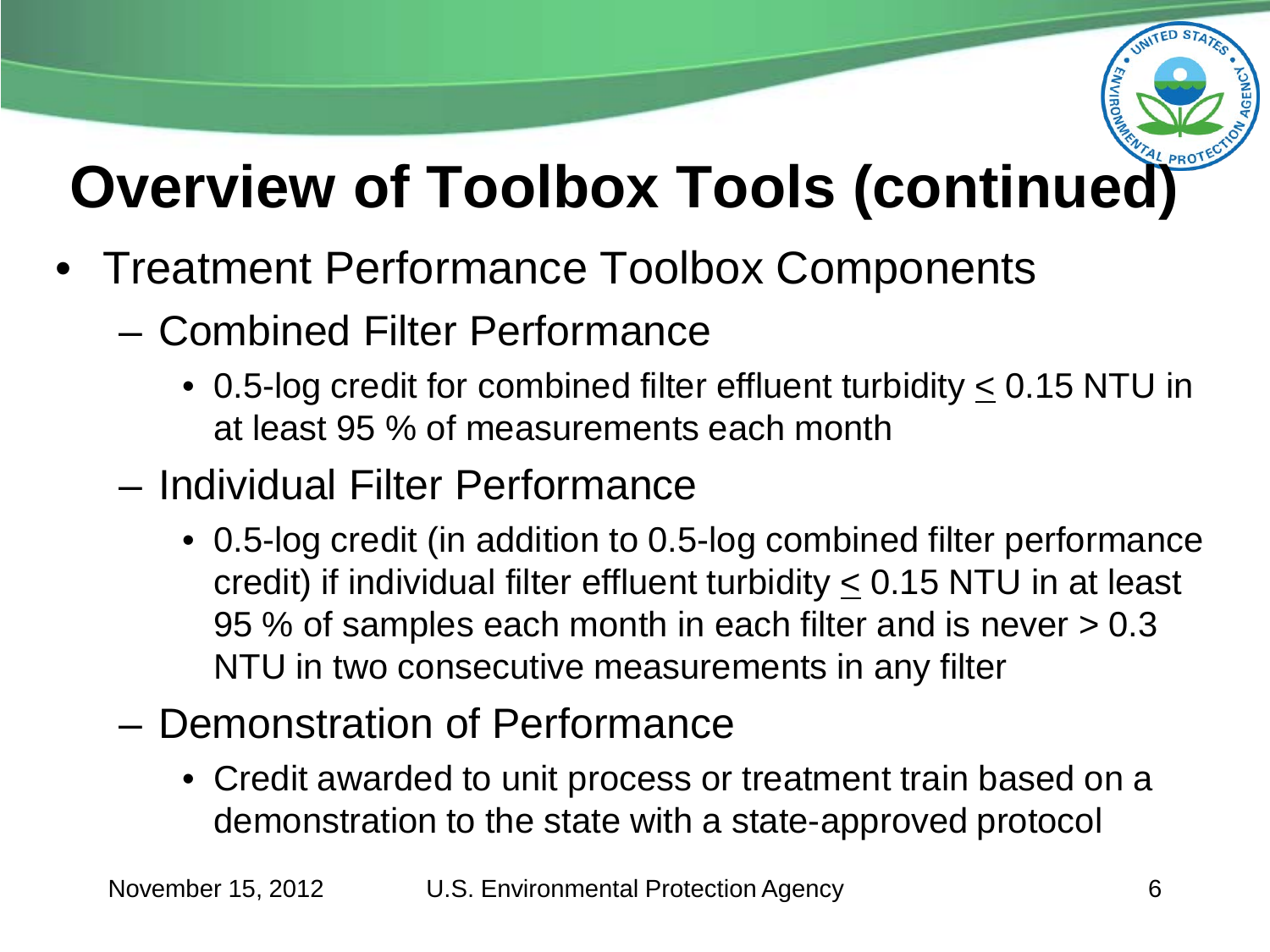# Overview of Toolbox Tools (continued)

- Treatment Performance Toolbox Components
  - Combined Filter Performance
    - 0.5-log credit for combined filter effluent turbidity $\leq$ 0.15 NTU in at least 95 % of measurements each month
  - Individual Filter Performance
    - 0.5-log credit (in addition to 0.5-log combined filter performance credit) if individual filter effluent turbidity $\leq$ 0.15 NTU in at least 95 % of samples each month in each filter and is never > 0.3 NTU in two consecutive measurements in any filter
  - Demonstration of Performance
    - Credit awarded to unit process or treatment train based on a demonstration to the state with a state-approved protocol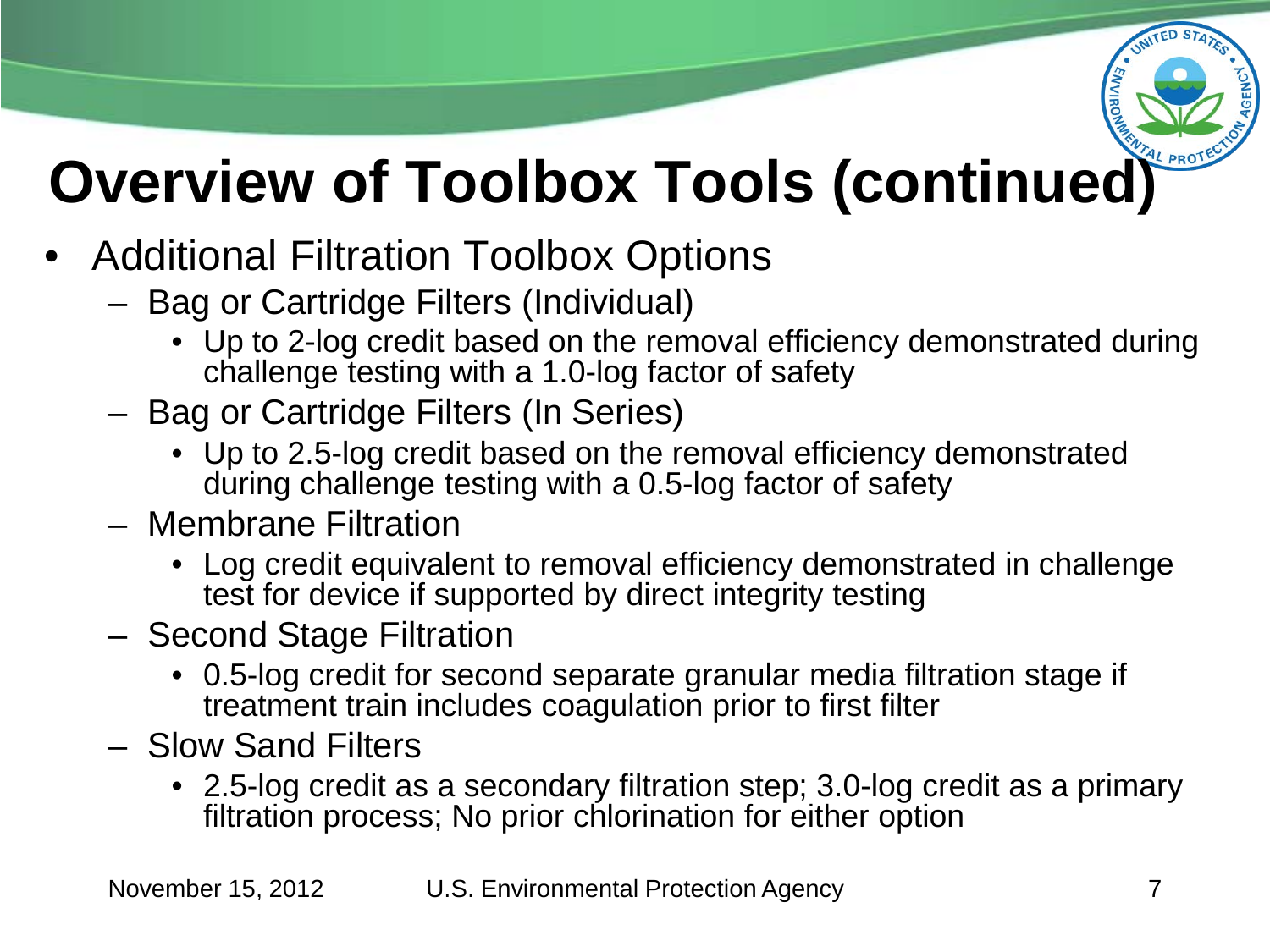# Overview of Toolbox Tools (continued)

- Additional Filtration Toolbox Options
  - Bag or Cartridge Filters (Individual)
    - Up to 2-log credit based on the removal efficiency demonstrated during challenge testing with a 1.0-log factor of safety
  - Bag or Cartridge Filters (In Series)
    - Up to 2.5-log credit based on the removal efficiency demonstrated during challenge testing with a 0.5-log factor of safety
  - Membrane Filtration
    - Log credit equivalent to removal efficiency demonstrated in challenge test for device if supported by direct integrity testing
  - Second Stage Filtration
    - 0.5-log credit for second separate granular media filtration stage if treatment train includes coagulation prior to first filter
  - Slow Sand Filters
    - 2.5-log credit as a secondary filtration step; 3.0-log credit as a primary filtration process; No prior chlorination for either option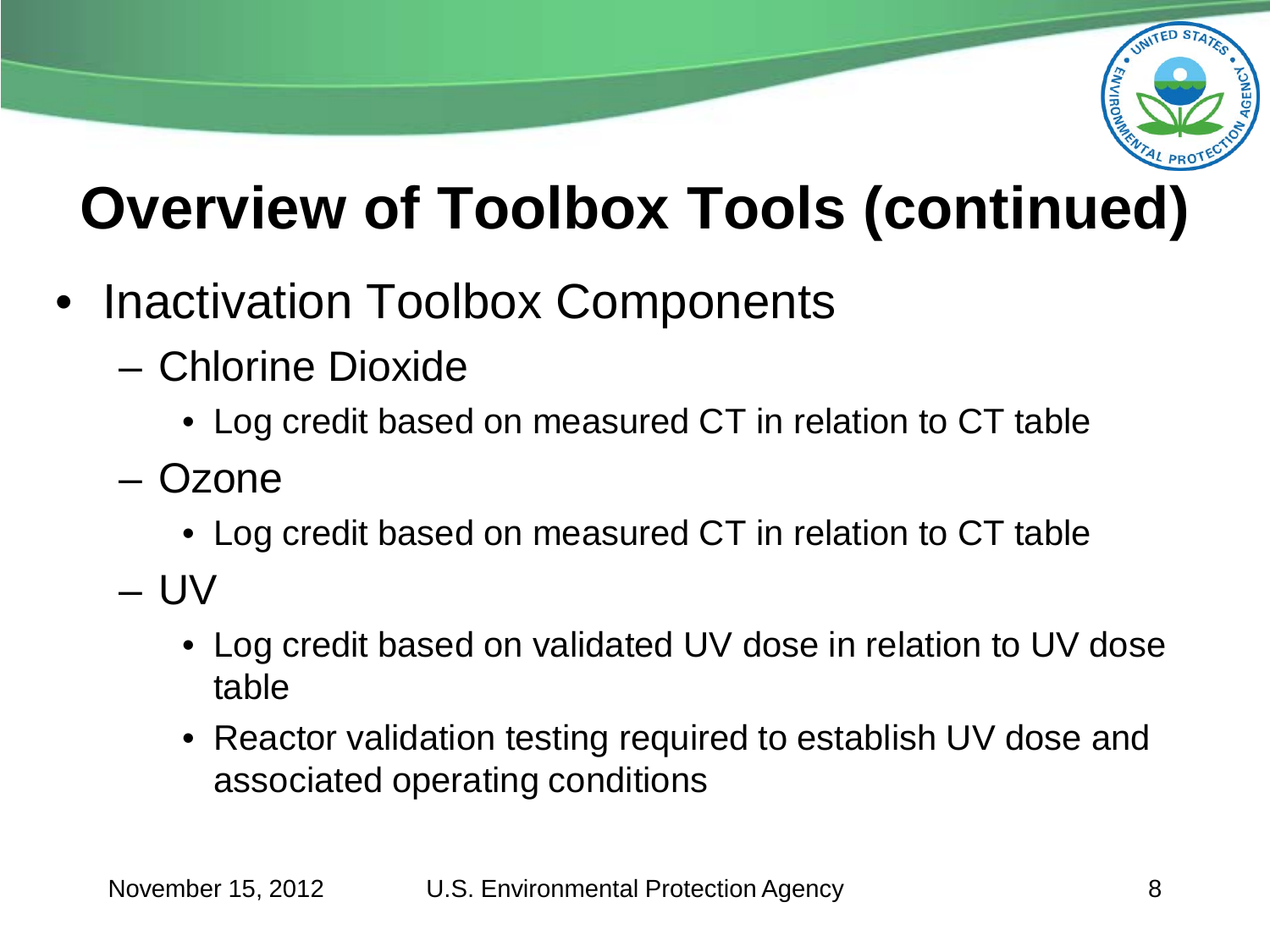# Overview of Toolbox Tools (continued)

- Inactivation Toolbox Components
  - Chlorine Dioxide
    - Log credit based on measured CT in relation to CT table
  - Ozone
    - Log credit based on measured CT in relation to CT table
  - UV
    - Log credit based on validated UV dose in relation to UV dose table
    - Reactor validation testing required to establish UV dose and associated operating conditions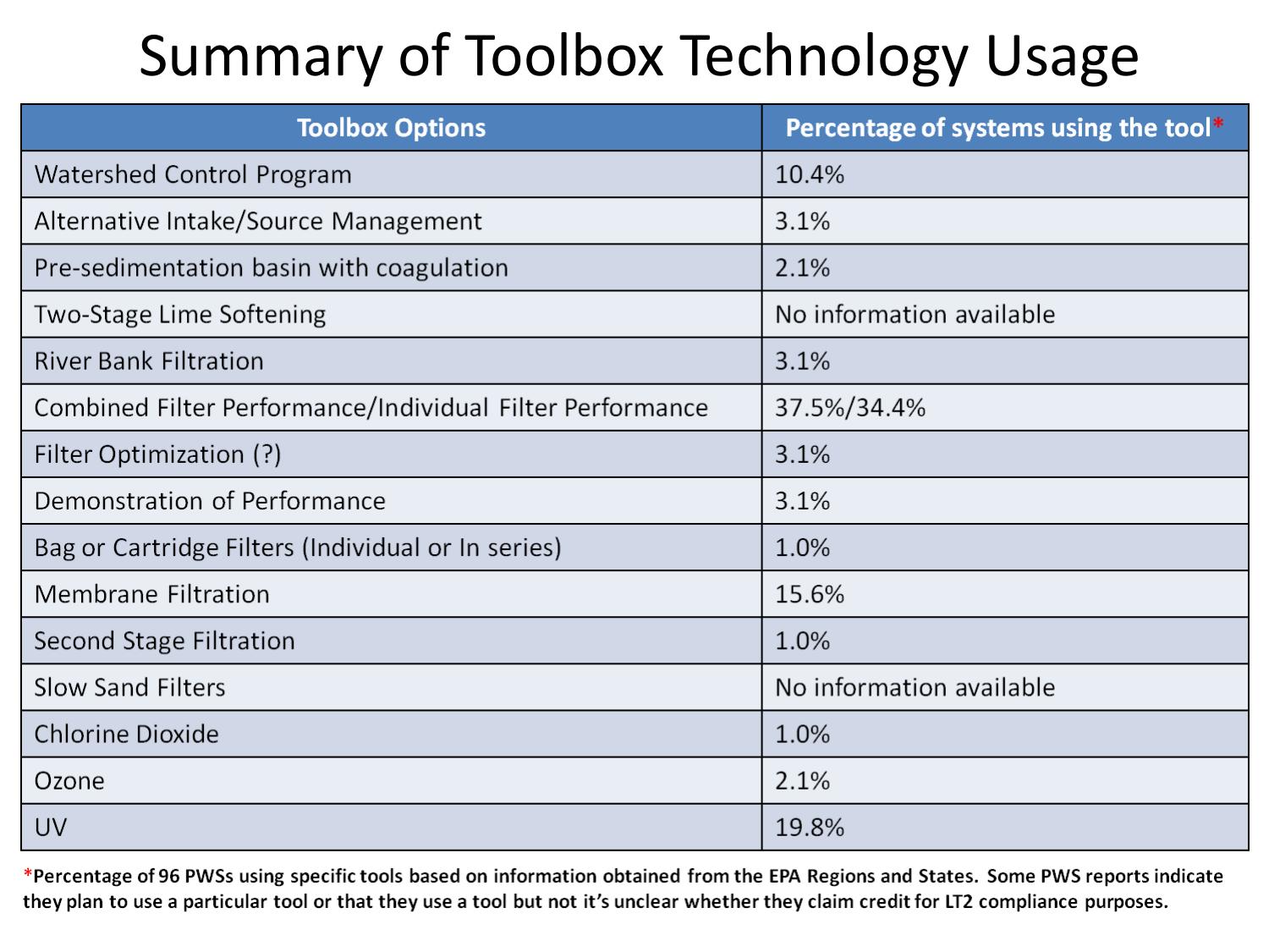# Summary of Toolbox Technology Usage

| Toolbox Options | Percentage of systems using the tool* |
|---|---|
| Watershed Control Program | 10.4% |
| Alternative Intake/Source Management | 3.1% |
| Pre-sedimentation basin with coagulation | 2.1% |
| Two-Stage Lime Softening | No information available |
| River Bank Filtration | 3.1% |
| Combined Filter Performance/Individual Filter Performance | 37.5%/34.4% |
| Filter Optimization (?) | 3.1% |
| Demonstration of Performance | 3.1% |
| Bag or Cartridge Filters (Individual or In series) | 1.0% |
| Membrane Filtration | 15.6% |
| Second Stage Filtration | 1.0% |
| Slow Sand Filters | No information available |
| Chlorine Dioxide | 1.0% |
| Ozone | 2.1% |
| UV | 19.8% |

**\*Percentage of 96 PWSs using specific tools based on information obtained from the EPA Regions and States. Some PWS reports indicate they plan to use a particular tool or that they use a tool but not it's unclear whether they claim credit for LT2 compliance purposes.**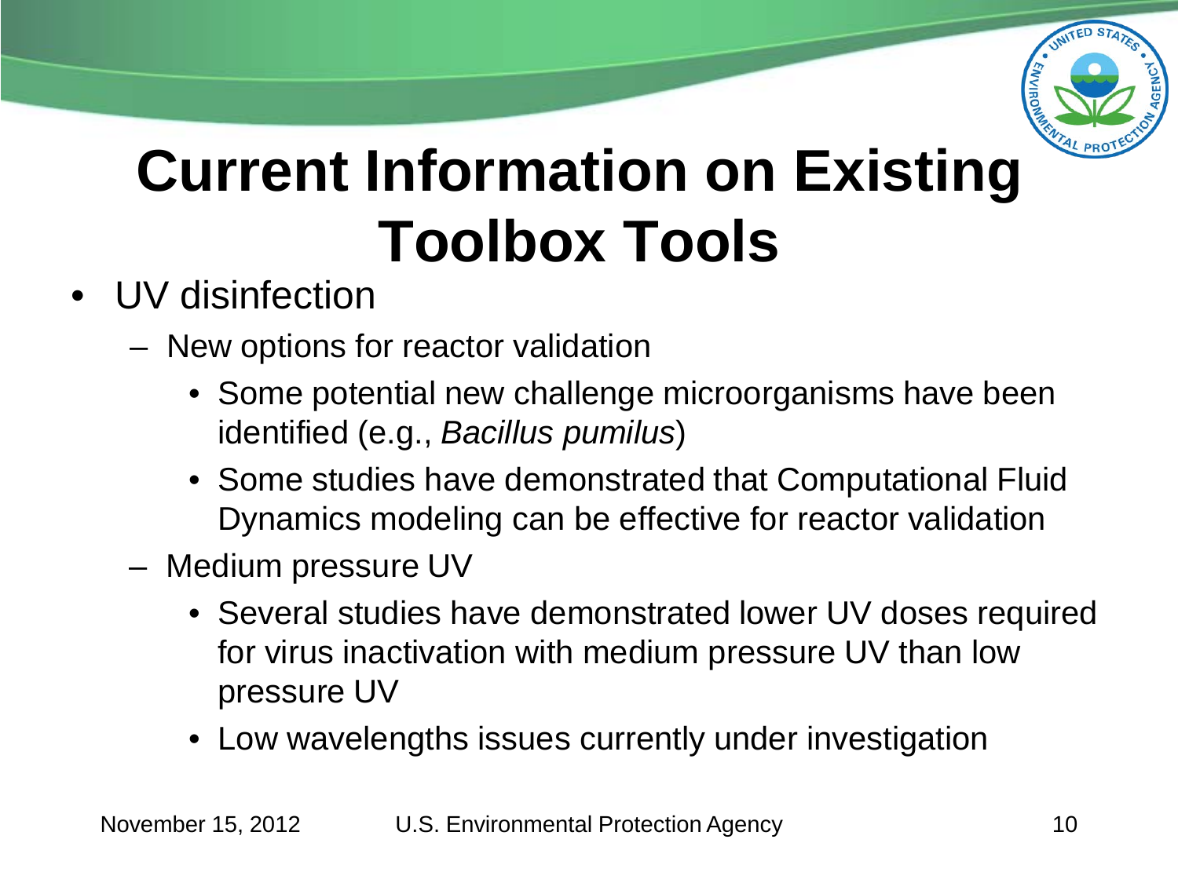# Current Information on Existing Toolbox Tools

- UV disinfection
  - New options for reactor validation
    - Some potential new challenge microorganisms have been identified (e.g., *Bacillus pumilus*)
    - Some studies have demonstrated that Computational Fluid Dynamics modeling can be effective for reactor validation
  - Medium pressure UV
    - Several studies have demonstrated lower UV doses required for virus inactivation with medium pressure UV than low pressure UV
    - Low wavelengths issues currently under investigation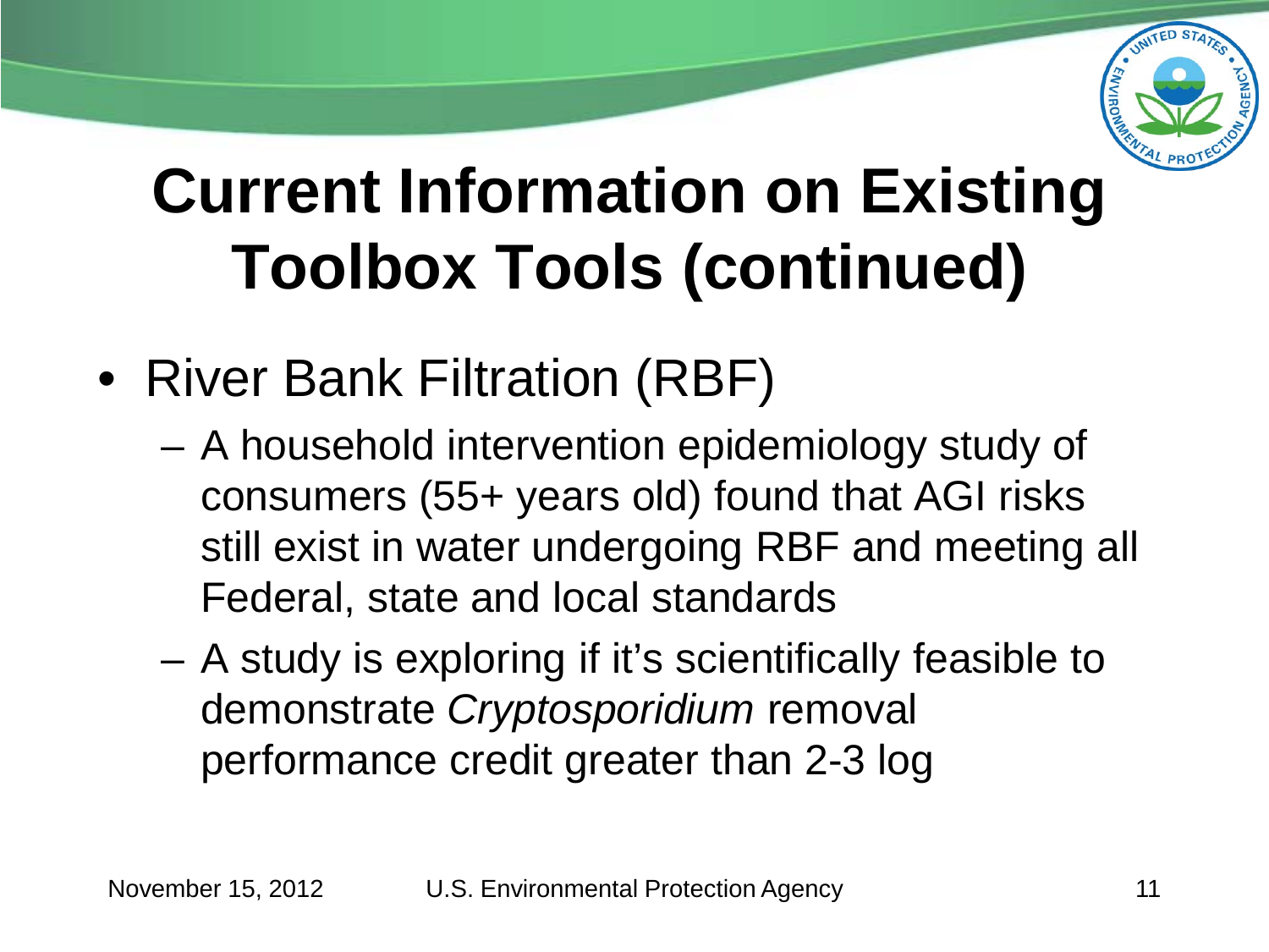# Current Information on Existing Toolbox Tools (continued)

- River Bank Filtration (RBF)
  - A household intervention epidemiology study of consumers (55+ years old) found that AGI risks still exist in water undergoing RBF and meeting all Federal, state and local standards
  - A study is exploring if it's scientifically feasible to demonstrate *Cryptosporidium* removal performance credit greater than 2-3 log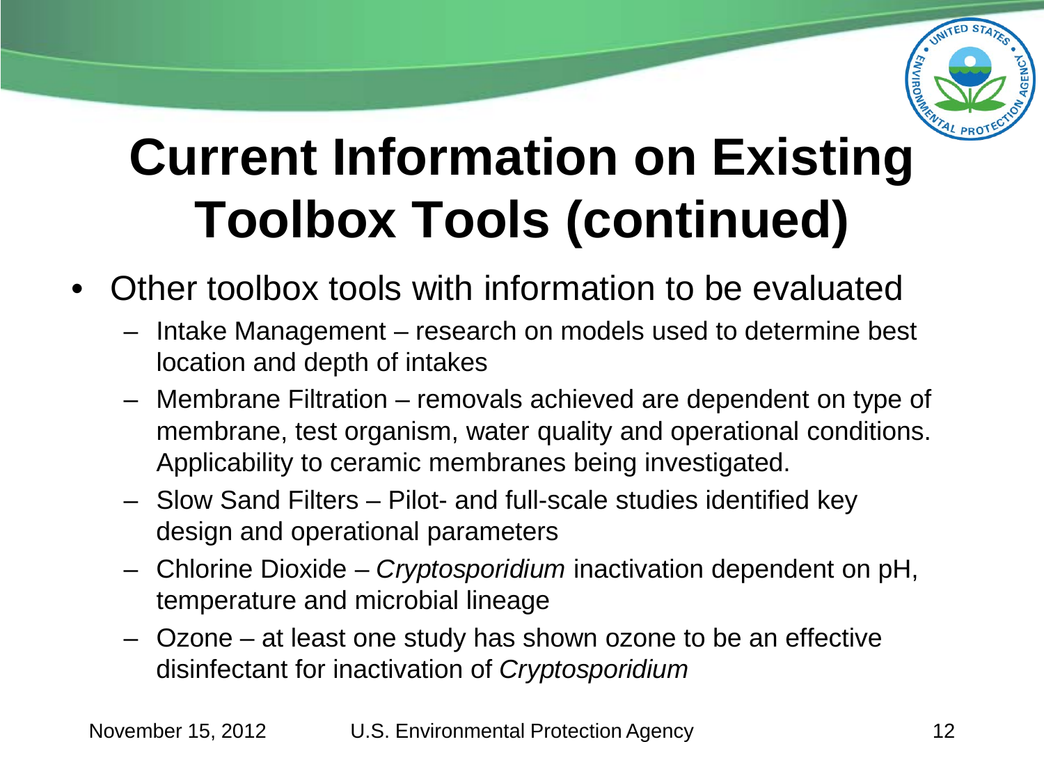# Current Information on Existing Toolbox Tools (continued)

- Other toolbox tools with information to be evaluated
  - Intake Management – research on models used to determine best location and depth of intakes
  - Membrane Filtration – removals achieved are dependent on type of membrane, test organism, water quality and operational conditions. Applicability to ceramic membranes being investigated.
  - Slow Sand Filters – Pilot- and full-scale studies identified key design and operational parameters
  - Chlorine Dioxide – *Cryptosporidium* inactivation dependent on pH, temperature and microbial lineage
  - Ozone – at least one study has shown ozone to be an effective disinfectant for inactivation of *Cryptosporidium*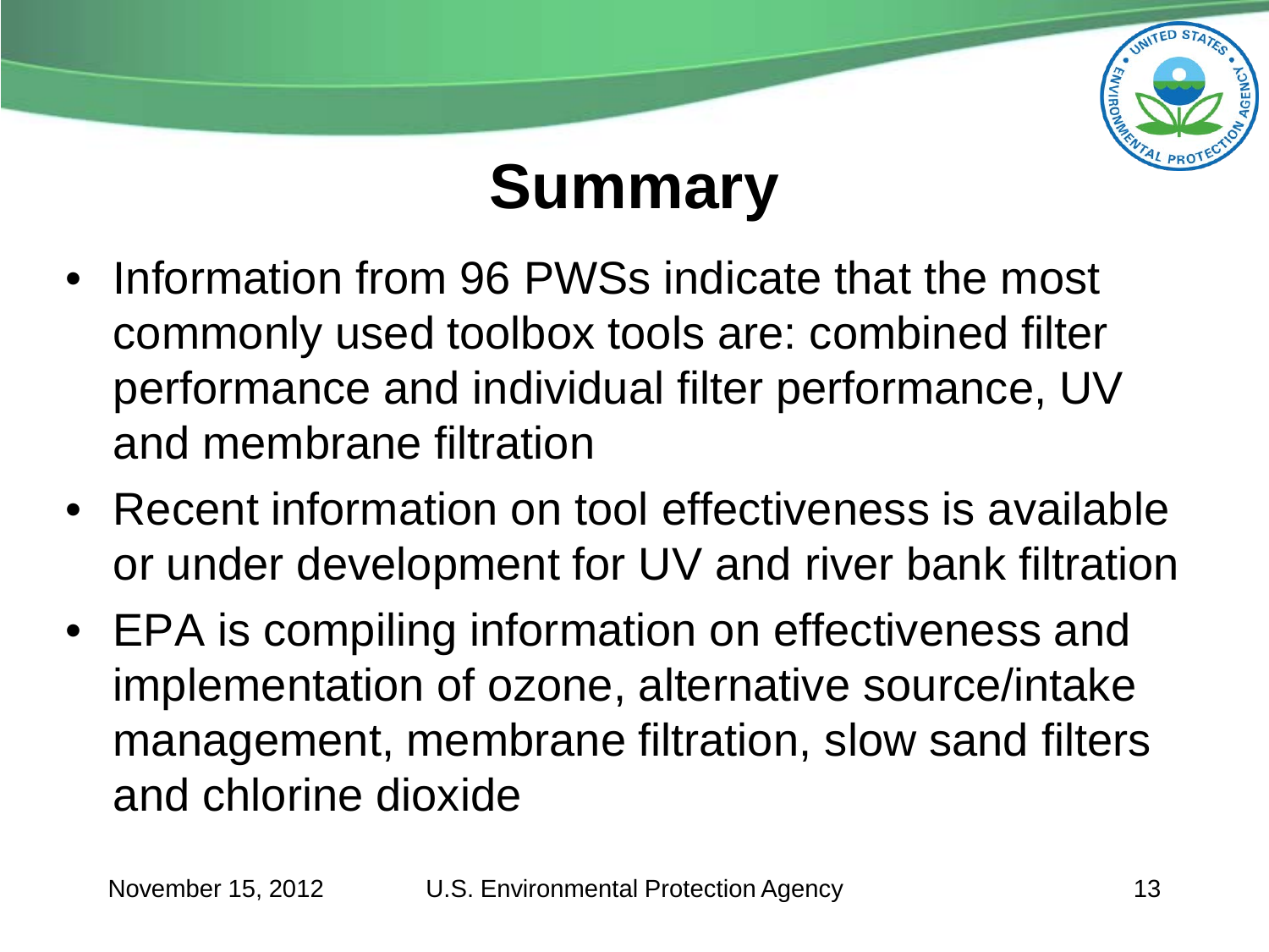# Summary

- Information from 96 PWSs indicate that the most commonly used toolbox tools are: combined filter performance and individual filter performance, UV and membrane filtration
- Recent information on tool effectiveness is available or under development for UV and river bank filtration
- EPA is compiling information on effectiveness and implementation of ozone, alternative source/intake management, membrane filtration, slow sand filters and chlorine dioxide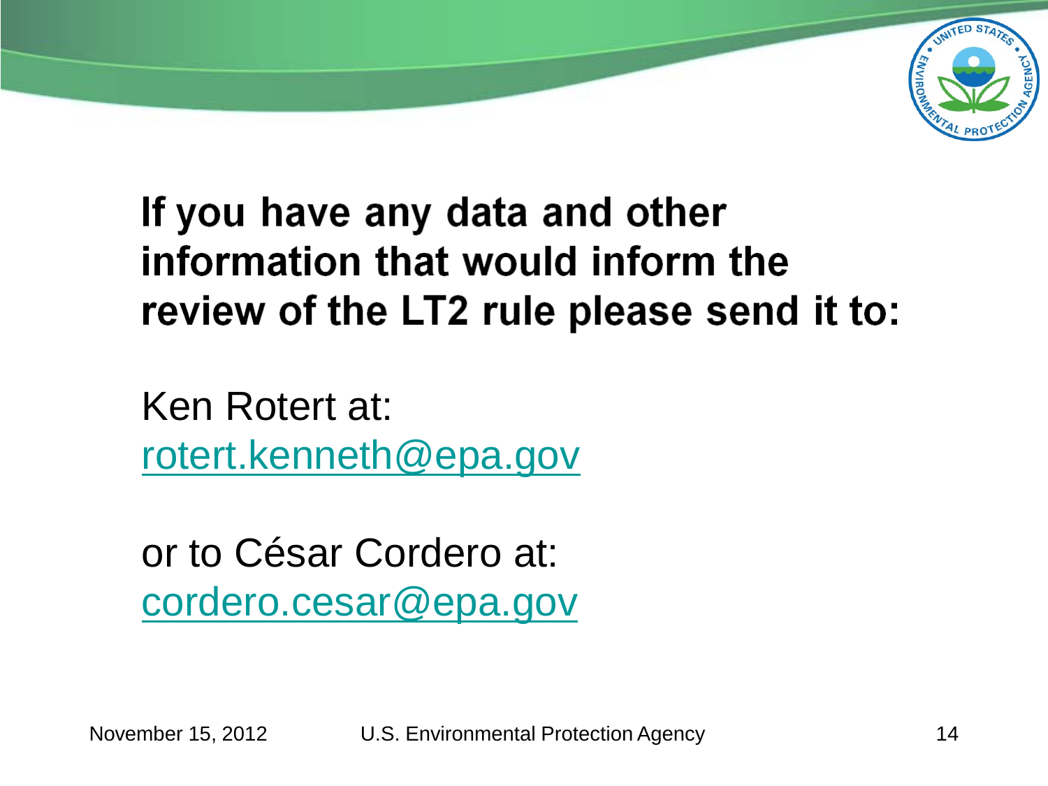**If you have any data and other information that would inform the review of the LT2 rule please send it to:**

Ken Rotert at:
rotert.kenneth@epa.gov

or to César Cordero at:
cordero.cesar@epa.gov